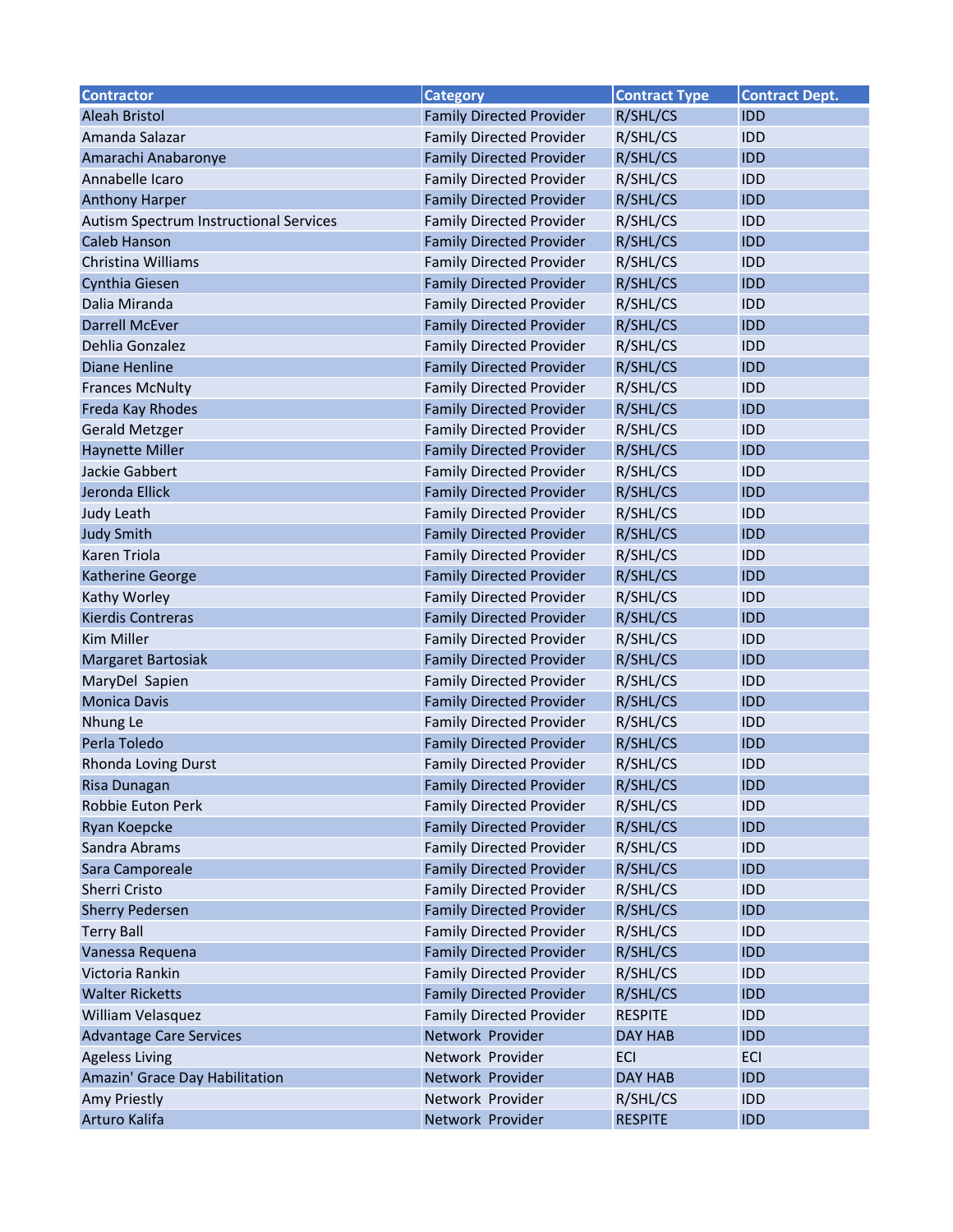| Contractor | Category | Contract Type | Contract Dept. |
|---|---|---|---|
| Aleah Bristol | Family Directed Provider | R/SHL/CS | IDD |
| Amanda Salazar | Family Directed Provider | R/SHL/CS | IDD |
| Amarachi Anabaronye | Family Directed Provider | R/SHL/CS | IDD |
| Annabelle Icaro | Family Directed Provider | R/SHL/CS | IDD |
| Anthony Harper | Family Directed Provider | R/SHL/CS | IDD |
| Autism Spectrum Instructional Services | Family Directed Provider | R/SHL/CS | IDD |
| Caleb Hanson | Family Directed Provider | R/SHL/CS | IDD |
| Christina Williams | Family Directed Provider | R/SHL/CS | IDD |
| Cynthia Giesen | Family Directed Provider | R/SHL/CS | IDD |
| Dalia Miranda | Family Directed Provider | R/SHL/CS | IDD |
| Darrell McEver | Family Directed Provider | R/SHL/CS | IDD |
| Dehlia Gonzalez | Family Directed Provider | R/SHL/CS | IDD |
| Diane Henline | Family Directed Provider | R/SHL/CS | IDD |
| Frances McNulty | Family Directed Provider | R/SHL/CS | IDD |
| Freda Kay Rhodes | Family Directed Provider | R/SHL/CS | IDD |
| Gerald Metzger | Family Directed Provider | R/SHL/CS | IDD |
| Haynette Miller | Family Directed Provider | R/SHL/CS | IDD |
| Jackie Gabbert | Family Directed Provider | R/SHL/CS | IDD |
| Jeronda Ellick | Family Directed Provider | R/SHL/CS | IDD |
| Judy Leath | Family Directed Provider | R/SHL/CS | IDD |
| Judy Smith | Family Directed Provider | R/SHL/CS | IDD |
| Karen Triola | Family Directed Provider | R/SHL/CS | IDD |
| Katherine George | Family Directed Provider | R/SHL/CS | IDD |
| Kathy Worley | Family Directed Provider | R/SHL/CS | IDD |
| Kierdis Contreras | Family Directed Provider | R/SHL/CS | IDD |
| Kim Miller | Family Directed Provider | R/SHL/CS | IDD |
| Margaret Bartosiak | Family Directed Provider | R/SHL/CS | IDD |
| MaryDel Sapien | Family Directed Provider | R/SHL/CS | IDD |
| Monica Davis | Family Directed Provider | R/SHL/CS | IDD |
| Nhung Le | Family Directed Provider | R/SHL/CS | IDD |
| Perla Toledo | Family Directed Provider | R/SHL/CS | IDD |
| Rhonda Loving Durst | Family Directed Provider | R/SHL/CS | IDD |
| Risa Dunagan | Family Directed Provider | R/SHL/CS | IDD |
| Robbie Euton Perk | Family Directed Provider | R/SHL/CS | IDD |
| Ryan Koepcke | Family Directed Provider | R/SHL/CS | IDD |
| Sandra Abrams | Family Directed Provider | R/SHL/CS | IDD |
| Sara Camporeale | Family Directed Provider | R/SHL/CS | IDD |
| Sherri Cristo | Family Directed Provider | R/SHL/CS | IDD |
| Sherry Pedersen | Family Directed Provider | R/SHL/CS | IDD |
| Terry Ball | Family Directed Provider | R/SHL/CS | IDD |
| Vanessa Requena | Family Directed Provider | R/SHL/CS | IDD |
| Victoria Rankin | Family Directed Provider | R/SHL/CS | IDD |
| Walter Ricketts | Family Directed Provider | R/SHL/CS | IDD |
| William Velasquez | Family Directed Provider | RESPITE | IDD |
| Advantage Care Services | Network Provider | DAY HAB | IDD |
| Ageless Living | Network Provider | ECI | ECI |
| Amazin' Grace Day Habilitation | Network Provider | DAY HAB | IDD |
| Amy Priestly | Network Provider | R/SHL/CS | IDD |
| Arturo Kalifa | Network Provider | RESPITE | IDD |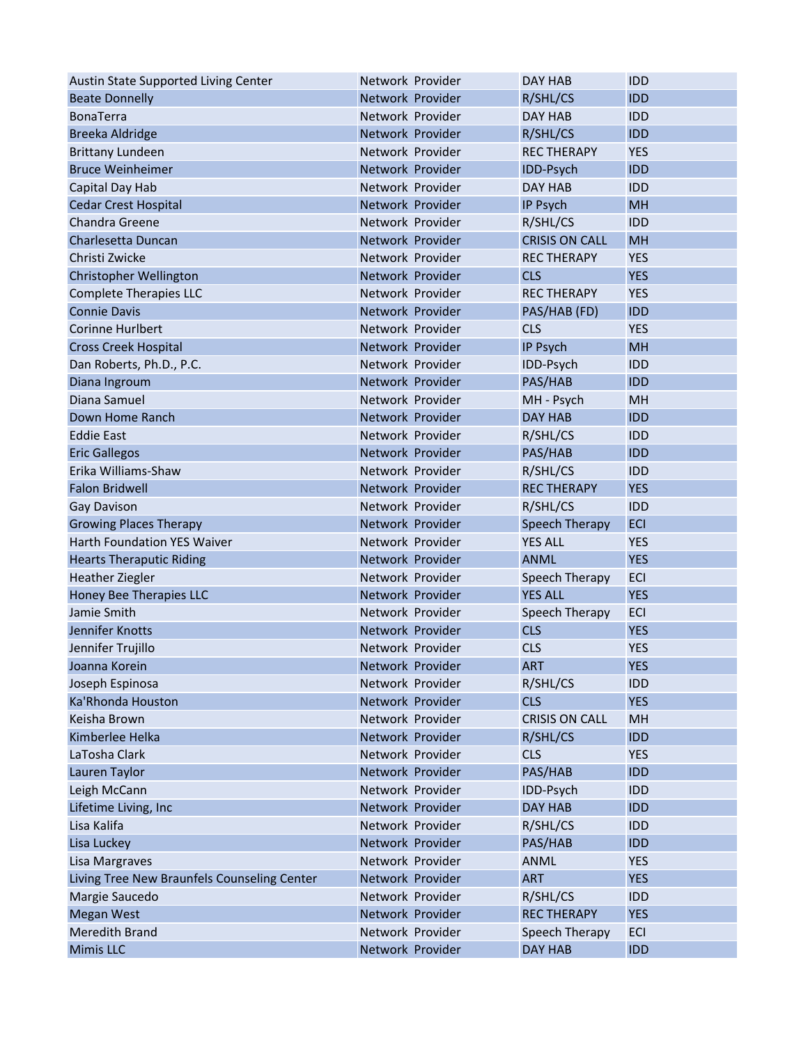| | | | |
|---|---|---|---|
| Austin State Supported Living Center | Network Provider | DAY HAB | IDD |
| Beate Donnelly | Network Provider | R/SHL/CS | IDD |
| BonaTerra | Network Provider | DAY HAB | IDD |
| Breeka Aldridge | Network Provider | R/SHL/CS | IDD |
| Brittany Lundeen | Network Provider | REC THERAPY | YES |
| Bruce Weinheimer | Network Provider | IDD-Psych | IDD |
| Capital Day Hab | Network Provider | DAY HAB | IDD |
| Cedar Crest Hospital | Network Provider | IP Psych | MH |
| Chandra Greene | Network Provider | R/SHL/CS | IDD |
| Charlesetta Duncan | Network Provider | CRISIS ON CALL | MH |
| Christi Zwicke | Network Provider | REC THERAPY | YES |
| Christopher Wellington | Network Provider | CLS | YES |
| Complete Therapies LLC | Network Provider | REC THERAPY | YES |
| Connie Davis | Network Provider | PAS/HAB (FD) | IDD |
| Corinne Hurlbert | Network Provider | CLS | YES |
| Cross Creek Hospital | Network Provider | IP Psych | MH |
| Dan Roberts, Ph.D., P.C. | Network Provider | IDD-Psych | IDD |
| Diana Ingroum | Network Provider | PAS/HAB | IDD |
| Diana Samuel | Network Provider | MH - Psych | MH |
| Down Home Ranch | Network Provider | DAY HAB | IDD |
| Eddie East | Network Provider | R/SHL/CS | IDD |
| Eric Gallegos | Network Provider | PAS/HAB | IDD |
| Erika Williams-Shaw | Network Provider | R/SHL/CS | IDD |
| Falon Bridwell | Network Provider | REC THERAPY | YES |
| Gay Davison | Network Provider | R/SHL/CS | IDD |
| Growing Places Therapy | Network Provider | Speech Therapy | ECI |
| Harth Foundation YES Waiver | Network Provider | YES ALL | YES |
| Hearts Theraputic Riding | Network Provider | ANML | YES |
| Heather Ziegler | Network Provider | Speech Therapy | ECI |
| Honey Bee Therapies LLC | Network Provider | YES ALL | YES |
| Jamie Smith | Network Provider | Speech Therapy | ECI |
| Jennifer Knotts | Network Provider | CLS | YES |
| Jennifer Trujillo | Network Provider | CLS | YES |
| Joanna Korein | Network Provider | ART | YES |
| Joseph Espinosa | Network Provider | R/SHL/CS | IDD |
| Ka'Rhonda Houston | Network Provider | CLS | YES |
| Keisha Brown | Network Provider | CRISIS ON CALL | MH |
| Kimberlee Helka | Network Provider | R/SHL/CS | IDD |
| LaTosha Clark | Network Provider | CLS | YES |
| Lauren Taylor | Network Provider | PAS/HAB | IDD |
| Leigh McCann | Network Provider | IDD-Psych | IDD |
| Lifetime Living, Inc | Network Provider | DAY HAB | IDD |
| Lisa Kalifa | Network Provider | R/SHL/CS | IDD |
| Lisa Luckey | Network Provider | PAS/HAB | IDD |
| Lisa Margraves | Network Provider | ANML | YES |
| Living Tree New Braunfels Counseling Center | Network Provider | ART | YES |
| Margie Saucedo | Network Provider | R/SHL/CS | IDD |
| Megan West | Network Provider | REC THERAPY | YES |
| Meredith Brand | Network Provider | Speech Therapy | ECI |
| Mimis LLC | Network Provider | DAY HAB | IDD |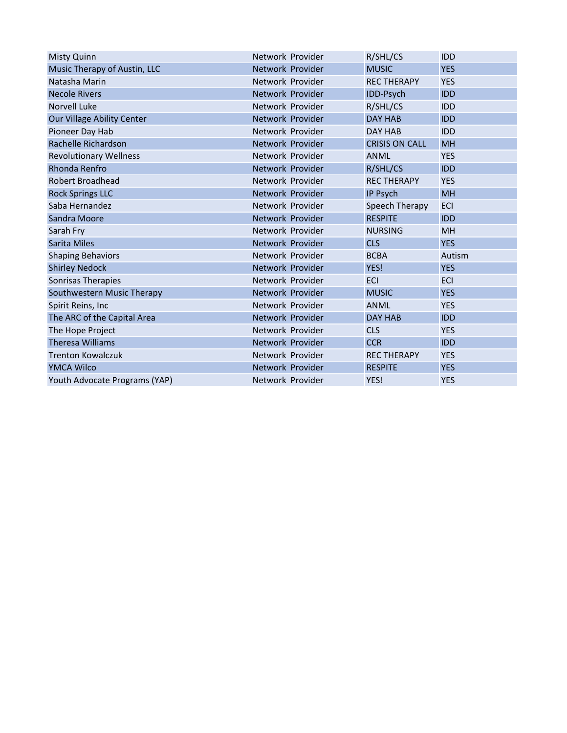| | | | |
|---|---|---|---|
| Misty Quinn | Network Provider | R/SHL/CS | IDD |
| Music Therapy of Austin, LLC | Network Provider | MUSIC | YES |
| Natasha Marin | Network Provider | REC THERAPY | YES |
| Necole Rivers | Network Provider | IDD-Psych | IDD |
| Norvell Luke | Network Provider | R/SHL/CS | IDD |
| Our Village Ability Center | Network Provider | DAY HAB | IDD |
| Pioneer Day Hab | Network Provider | DAY HAB | IDD |
| Rachelle Richardson | Network Provider | CRISIS ON CALL | MH |
| Revolutionary Wellness | Network Provider | ANML | YES |
| Rhonda Renfro | Network Provider | R/SHL/CS | IDD |
| Robert Broadhead | Network Provider | REC THERAPY | YES |
| Rock Springs LLC | Network Provider | IP Psych | MH |
| Saba Hernandez | Network Provider | Speech Therapy | ECI |
| Sandra Moore | Network Provider | RESPITE | IDD |
| Sarah Fry | Network Provider | NURSING | MH |
| Sarita Miles | Network Provider | CLS | YES |
| Shaping Behaviors | Network Provider | BCBA | Autism |
| Shirley Nedock | Network Provider | YES! | YES |
| Sonrisas Therapies | Network Provider | ECI | ECI |
| Southwestern Music Therapy | Network Provider | MUSIC | YES |
| Spirit Reins, Inc | Network Provider | ANML | YES |
| The ARC of the Capital Area | Network Provider | DAY HAB | IDD |
| The Hope Project | Network Provider | CLS | YES |
| Theresa Williams | Network Provider | CCR | IDD |
| Trenton Kowalczuk | Network Provider | REC THERAPY | YES |
| YMCA Wilco | Network Provider | RESPITE | YES |
| Youth Advocate Programs (YAP) | Network Provider | YES! | YES |